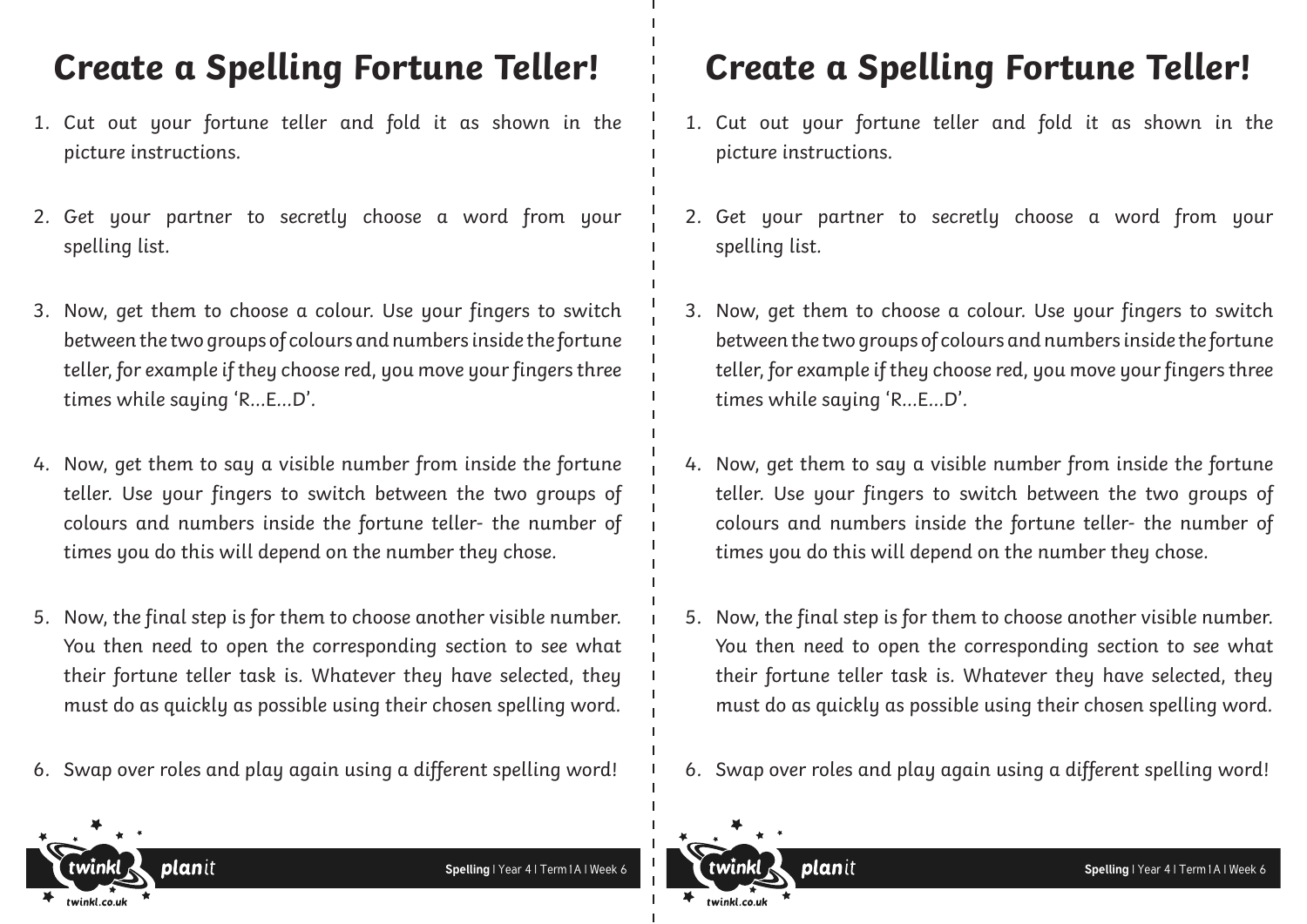# Create a Spelling Fortune Teller!

1. Cut out your fortune teller and fold it as shown in the picture instructions.
2. Get your partner to secretly choose a word from your spelling list.
3. Now, get them to choose a colour. Use your fingers to switch between the two groups of colours and numbers inside the fortune teller, for example if they choose red, you move your fingers three times while saying 'R...E...D'.
4. Now, get them to say a visible number from inside the fortune teller. Use your fingers to switch between the two groups of colours and numbers inside the fortune teller- the number of times you do this will depend on the number they chose.
5. Now, the final step is for them to choose another visible number. You then need to open the corresponding section to see what their fortune teller task is. Whatever they have selected, they must do as quickly as possible using their chosen spelling word.
6. Swap over roles and play again using a different spelling word!

# Create a Spelling Fortune Teller!

1. Cut out your fortune teller and fold it as shown in the picture instructions.
2. Get your partner to secretly choose a word from your spelling list.
3. Now, get them to choose a colour. Use your fingers to switch between the two groups of colours and numbers inside the fortune teller, for example if they choose red, you move your fingers three times while saying 'R...E...D'.
4. Now, get them to say a visible number from inside the fortune teller. Use your fingers to switch between the two groups of colours and numbers inside the fortune teller- the number of times you do this will depend on the number they chose.
5. Now, the final step is for them to choose another visible number. You then need to open the corresponding section to see what their fortune teller task is. Whatever they have selected, they must do as quickly as possible using their chosen spelling word.
6. Swap over roles and play again using a different spelling word!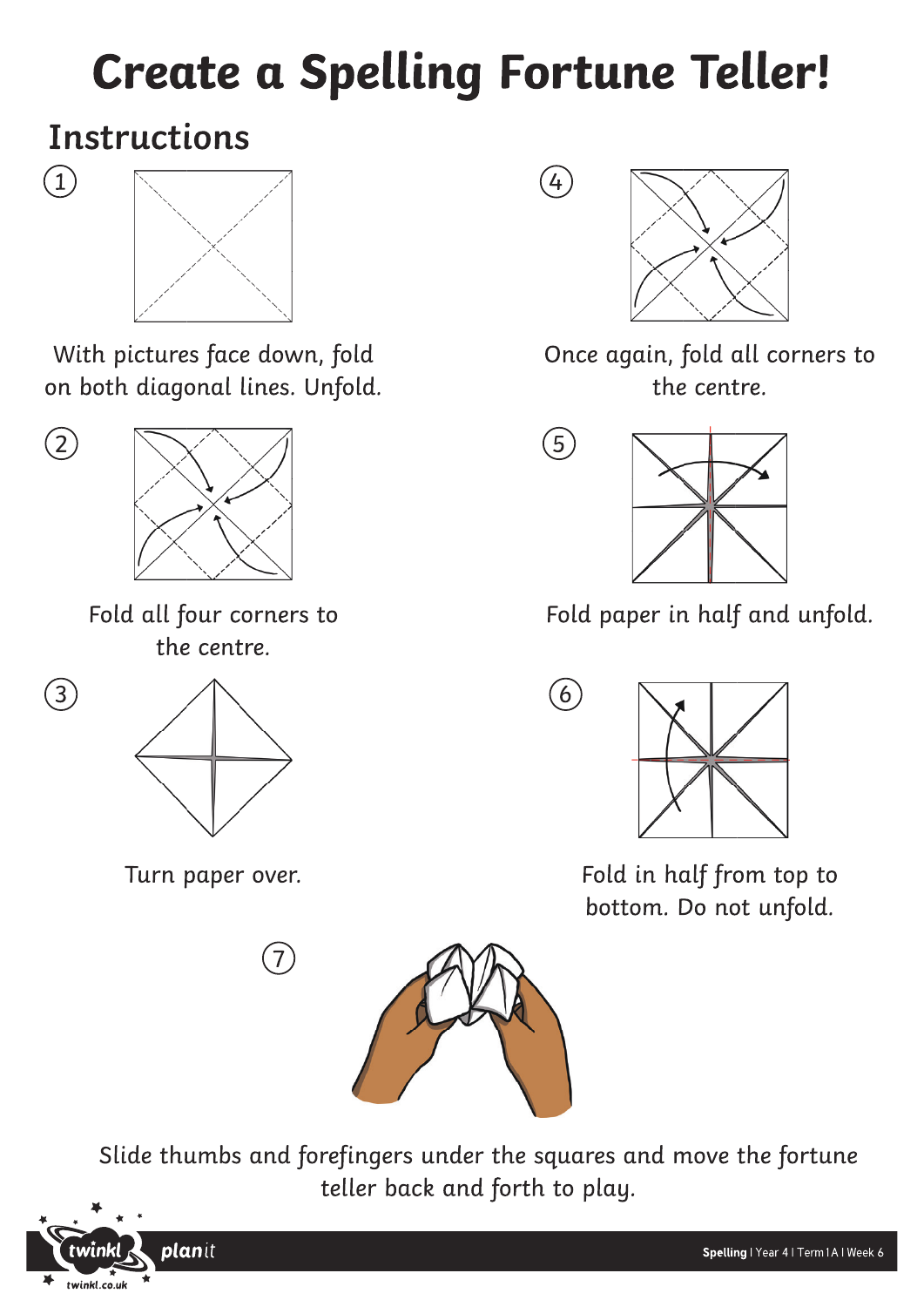# Create a Spelling Fortune Teller!

## Instructions

1. With pictures face down, fold on both diagonal lines. Unfold.

2. Fold all four corners to the centre.

3. Turn paper over.

4. Once again, fold all corners to the centre.

5. Fold paper in half and unfold.

6. Fold in half from top to bottom. Do not unfold.

7. Slide thumbs and forefingers under the squares and move the fortune teller back and forth to play.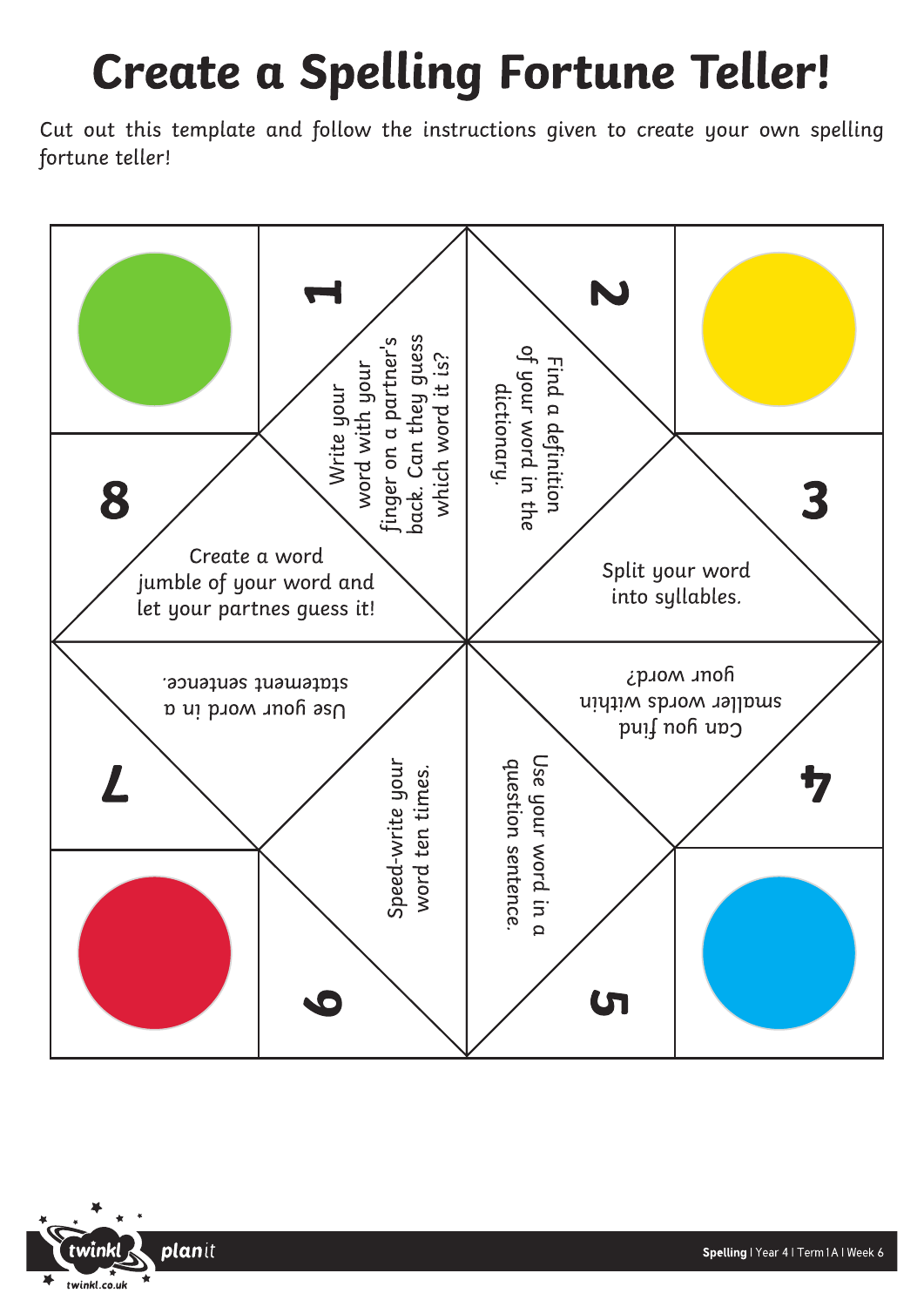# Create a Spelling Fortune Teller!

Cut out this template and follow the instructions given to create your own spelling fortune teller!

1

Write your word with your finger on a partner's back. Can they guess which word it is?

2

Find a definition of your word in the dictionary.

3

Split your word into syllables.

4

Can you find smaller words within your word?

5

Use your word in a question sentence.

6

Speed-write your word ten times.

7

Use your word in a statement sentence.

8

Create a word jumble of your word and let your partnes guess it!